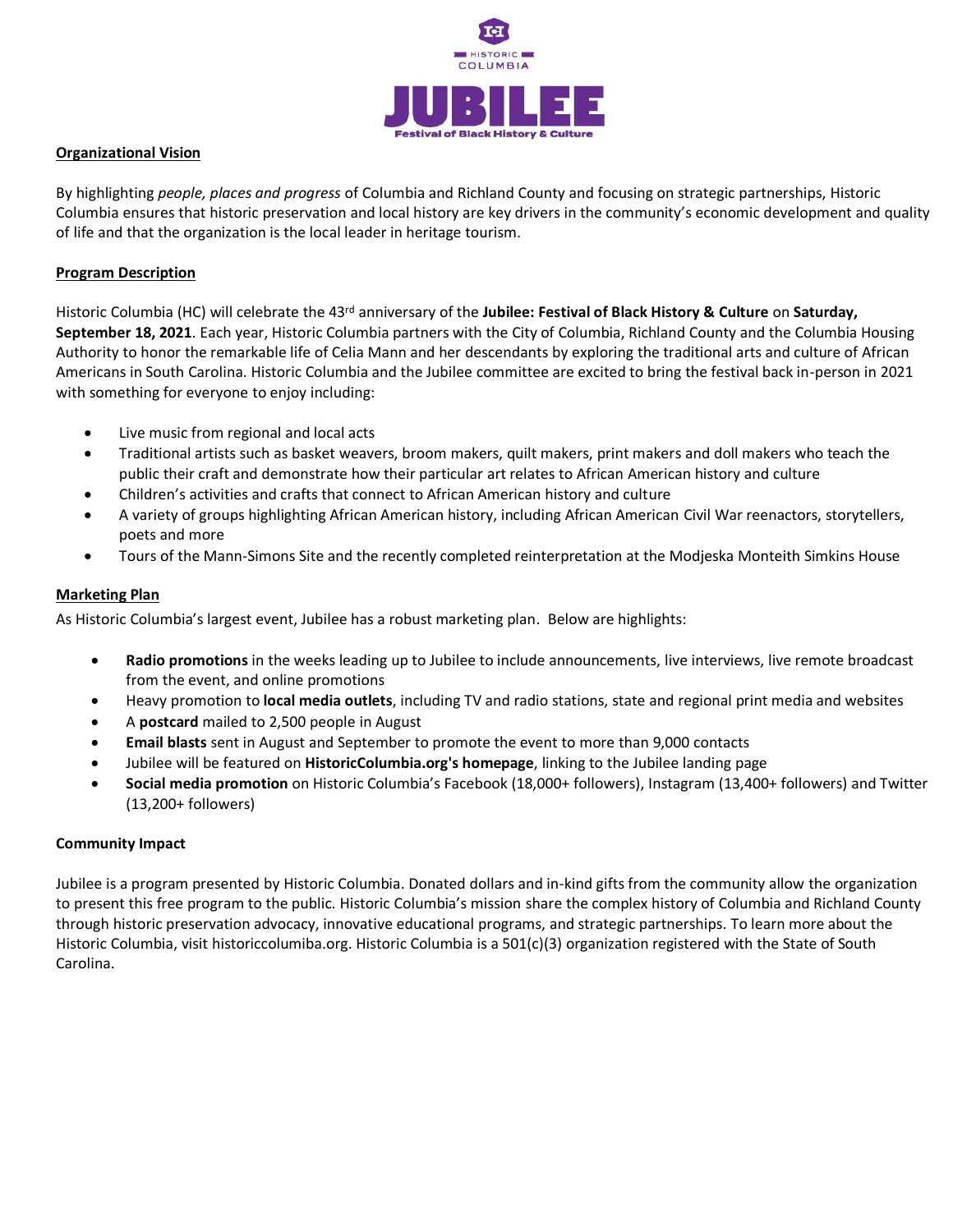HISTORIC COLUMBIA

# JUBILEE

Festival of Black History & Culture

## Organizational Vision

By highlighting *people, places and progress* of Columbia and Richland County and focusing on strategic partnerships, Historic Columbia ensures that historic preservation and local history are key drivers in the community's economic development and quality of life and that the organization is the local leader in heritage tourism.

## Program Description

Historic Columbia (HC) will celebrate the 43rd anniversary of the **Jubilee: Festival of Black History & Culture** on **Saturday, September 18, 2021**. Each year, Historic Columbia partners with the City of Columbia, Richland County and the Columbia Housing Authority to honor the remarkable life of Celia Mann and her descendants by exploring the traditional arts and culture of African Americans in South Carolina. Historic Columbia and the Jubilee committee are excited to bring the festival back in-person in 2021 with something for everyone to enjoy including:

- Live music from regional and local acts
- Traditional artists such as basket weavers, broom makers, quilt makers, print makers and doll makers who teach the public their craft and demonstrate how their particular art relates to African American history and culture
- Children's activities and crafts that connect to African American history and culture
- A variety of groups highlighting African American history, including African American Civil War reenactors, storytellers, poets and more
- Tours of the Mann-Simons Site and the recently completed reinterpretation at the Modjeska Monteith Simkins House

## Marketing Plan

As Historic Columbia's largest event, Jubilee has a robust marketing plan. Below are highlights:

- **Radio promotions** in the weeks leading up to Jubilee to include announcements, live interviews, live remote broadcast from the event, and online promotions
- Heavy promotion to **local media outlets**, including TV and radio stations, state and regional print media and websites
- A **postcard** mailed to 2,500 people in August
- **Email blasts** sent in August and September to promote the event to more than 9,000 contacts
- Jubilee will be featured on **HistoricColumbia.org's homepage**, linking to the Jubilee landing page
- **Social media promotion** on Historic Columbia's Facebook (18,000+ followers), Instagram (13,400+ followers) and Twitter (13,200+ followers)

## Community Impact

Jubilee is a program presented by Historic Columbia. Donated dollars and in-kind gifts from the community allow the organization to present this free program to the public. Historic Columbia's mission share the complex history of Columbia and Richland County through historic preservation advocacy, innovative educational programs, and strategic partnerships. To learn more about the Historic Columbia, visit historiccolumiba.org. Historic Columbia is a 501(c)(3) organization registered with the State of South Carolina.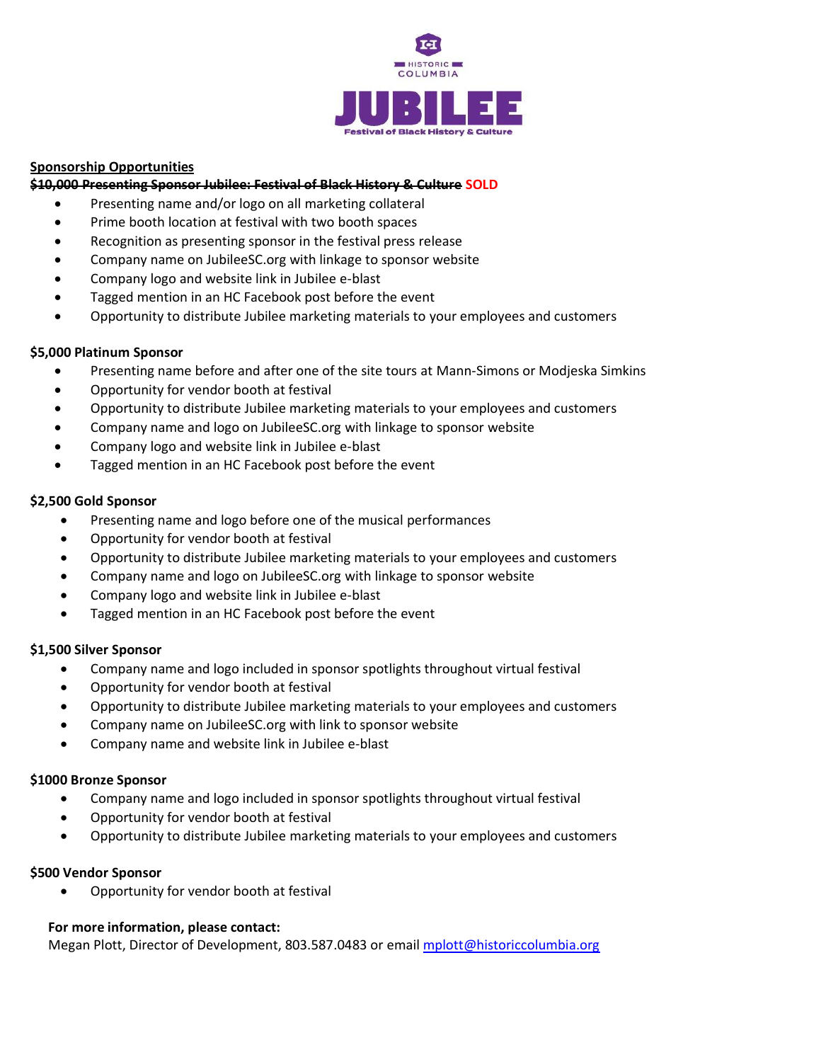HISTORIC COLUMBIA

# JUBILEE

Festival of Black History & Culture

**Sponsorship Opportunities**

**~~$10,000 Presenting Sponsor Jubilee: Festival of Black History & Culture~~ SOLD**

- Presenting name and/or logo on all marketing collateral
- Prime booth location at festival with two booth spaces
- Recognition as presenting sponsor in the festival press release
- Company name on JubileeSC.org with linkage to sponsor website
- Company logo and website link in Jubilee e-blast
- Tagged mention in an HC Facebook post before the event
- Opportunity to distribute Jubilee marketing materials to your employees and customers

**$5,000 Platinum Sponsor**

- Presenting name before and after one of the site tours at Mann-Simons or Modjeska Simkins
- Opportunity for vendor booth at festival
- Opportunity to distribute Jubilee marketing materials to your employees and customers
- Company name and logo on JubileeSC.org with linkage to sponsor website
- Company logo and website link in Jubilee e-blast
- Tagged mention in an HC Facebook post before the event

**$2,500 Gold Sponsor**

- Presenting name and logo before one of the musical performances
- Opportunity for vendor booth at festival
- Opportunity to distribute Jubilee marketing materials to your employees and customers
- Company name and logo on JubileeSC.org with linkage to sponsor website
- Company logo and website link in Jubilee e-blast
- Tagged mention in an HC Facebook post before the event

**$1,500 Silver Sponsor**

- Company name and logo included in sponsor spotlights throughout virtual festival
- Opportunity for vendor booth at festival
- Opportunity to distribute Jubilee marketing materials to your employees and customers
- Company name on JubileeSC.org with link to sponsor website
- Company name and website link in Jubilee e-blast

**$1000 Bronze Sponsor**

- Company name and logo included in sponsor spotlights throughout virtual festival
- Opportunity for vendor booth at festival
- Opportunity to distribute Jubilee marketing materials to your employees and customers

**$500 Vendor Sponsor**

- Opportunity for vendor booth at festival

**For more information, please contact:**
Megan Plott, Director of Development, 803.587.0483 or email mplott@historiccolumbia.org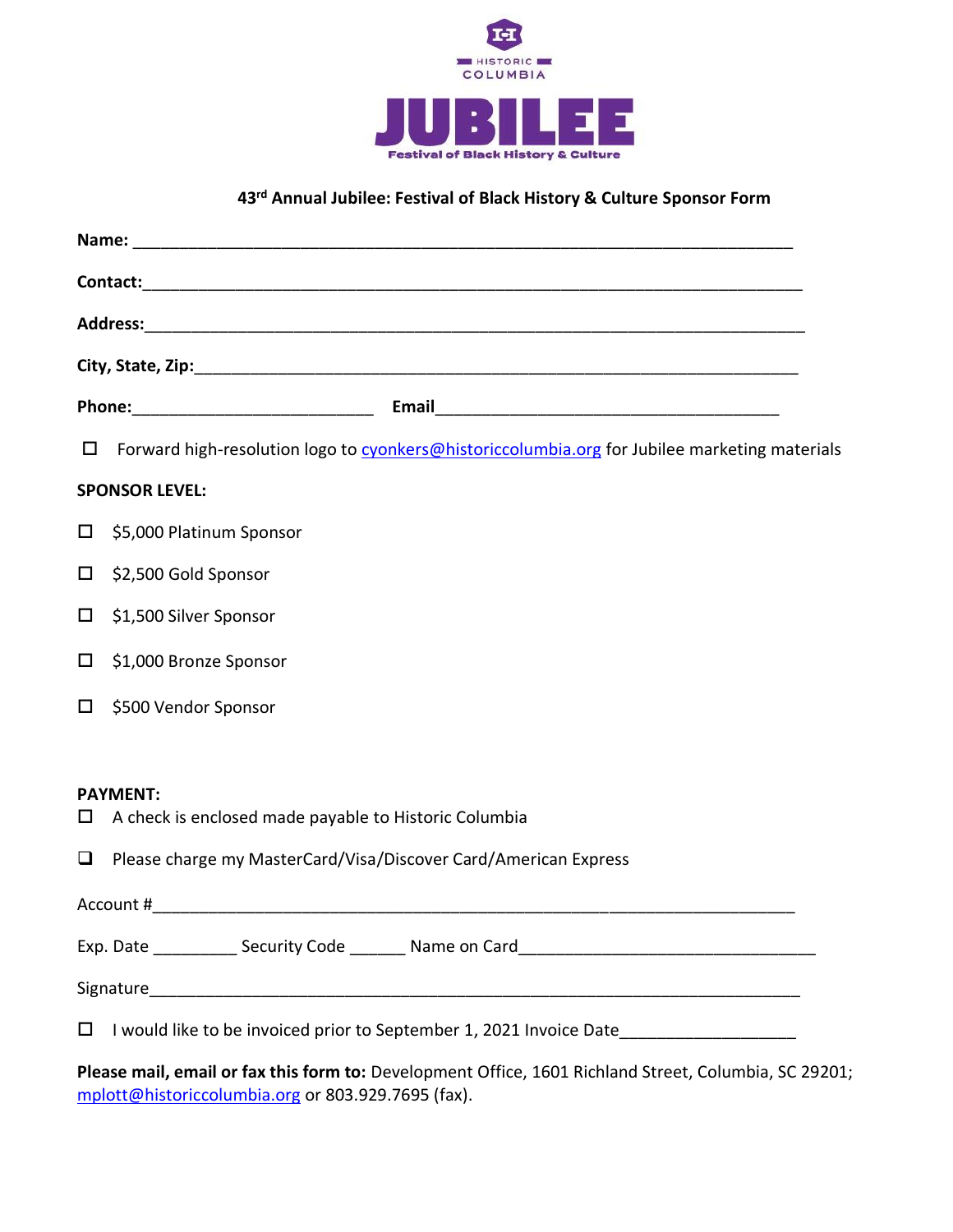HISTORIC COLUMBIA

# JUBILEE

Festival of Black History & Culture

**43rd Annual Jubilee: Festival of Black History & Culture Sponsor Form**

**Name:** ___________________________________________________________________

**Contact:**__________________________________________________________________

**Address:**__________________________________________________________________

**City, State, Zip:**____________________________________________________________

**Phone:**__________________________ **Email**______________________________________

☐ Forward high-resolution logo to cyonkers@historiccolumbia.org for Jubilee marketing materials

**SPONSOR LEVEL:**

☐ $5,000 Platinum Sponsor

☐ $2,500 Gold Sponsor

☐ $1,500 Silver Sponsor

☐ $1,000 Bronze Sponsor

☐ $500 Vendor Sponsor

**PAYMENT:**

☐ A check is enclosed made payable to Historic Columbia

☐ Please charge my MasterCard/Visa/Discover Card/American Express

Account #_________________________________________________________________

Exp. Date _________ Security Code ______ Name on Card_______________________________

Signature__________________________________________________________________

☐ I would like to be invoiced prior to September 1, 2021 Invoice Date___________________

**Please mail, email or fax this form to:** Development Office, 1601 Richland Street, Columbia, SC 29201; mplott@historiccolumbia.org or 803.929.7695 (fax).